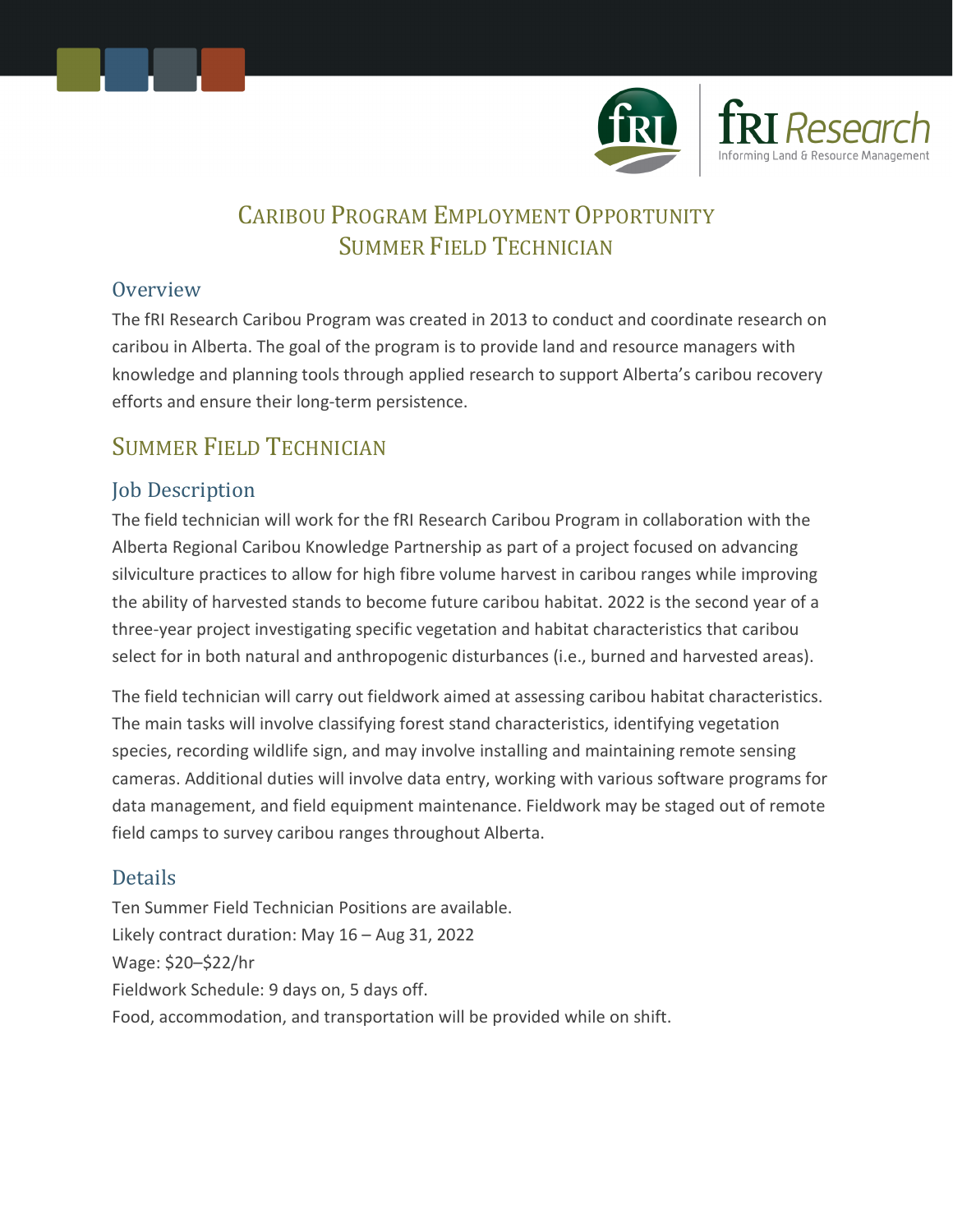# Caribou Program Employment Opportunity
# Summer Field Technician

## Overview

The fRI Research Caribou Program was created in 2013 to conduct and coordinate research on caribou in Alberta. The goal of the program is to provide land and resource managers with knowledge and planning tools through applied research to support Alberta's caribou recovery efforts and ensure their long-term persistence.

## Summer Field Technician

### Job Description

The field technician will work for the fRI Research Caribou Program in collaboration with the Alberta Regional Caribou Knowledge Partnership as part of a project focused on advancing silviculture practices to allow for high fibre volume harvest in caribou ranges while improving the ability of harvested stands to become future caribou habitat. 2022 is the second year of a three-year project investigating specific vegetation and habitat characteristics that caribou select for in both natural and anthropogenic disturbances (i.e., burned and harvested areas).

The field technician will carry out fieldwork aimed at assessing caribou habitat characteristics. The main tasks will involve classifying forest stand characteristics, identifying vegetation species, recording wildlife sign, and may involve installing and maintaining remote sensing cameras. Additional duties will involve data entry, working with various software programs for data management, and field equipment maintenance. Fieldwork may be staged out of remote field camps to survey caribou ranges throughout Alberta.

### Details

Ten Summer Field Technician Positions are available.
Likely contract duration: May 16 – Aug 31, 2022
Wage: $20–$22/hr
Fieldwork Schedule: 9 days on, 5 days off.
Food, accommodation, and transportation will be provided while on shift.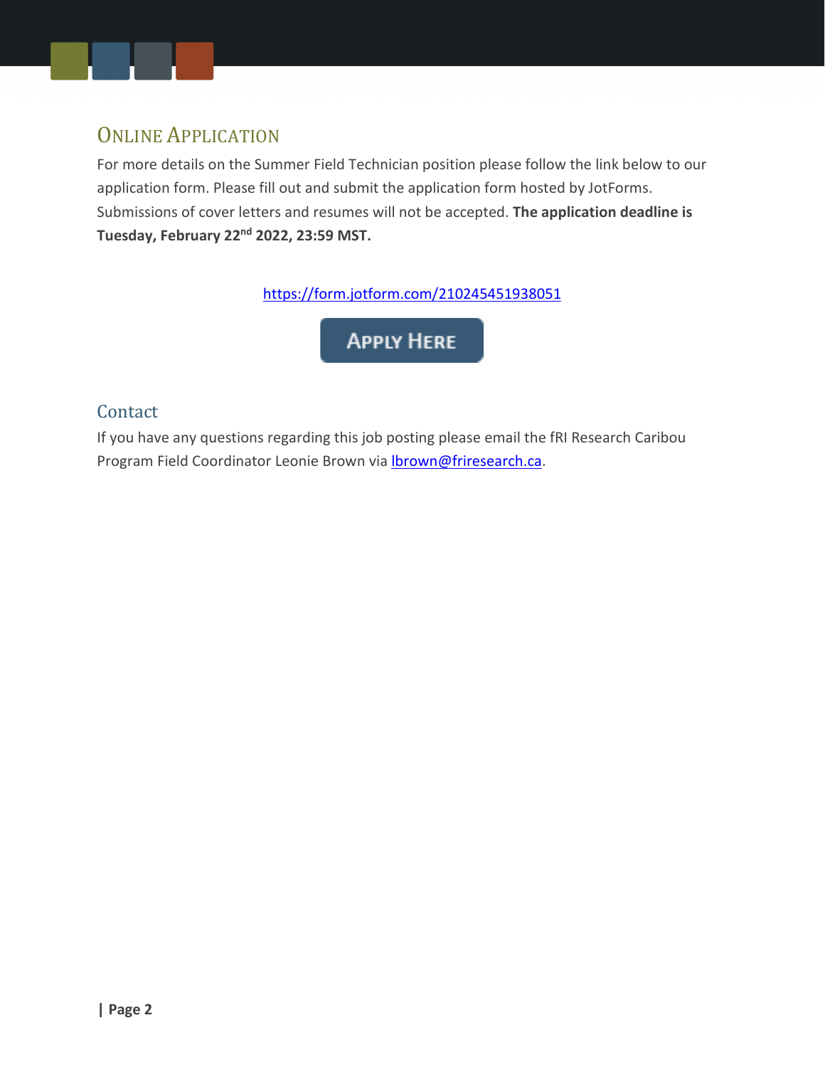## Online Application

For more details on the Summer Field Technician position please follow the link below to our application form. Please fill out and submit the application form hosted by JotForms. Submissions of cover letters and resumes will not be accepted. **The application deadline is Tuesday, February 22nd 2022, 23:59 MST.**

https://form.jotform.com/210245451938051

Apply Here

## Contact

If you have any questions regarding this job posting please email the fRI Research Caribou Program Field Coordinator Leonie Brown via lbrown@friresearch.ca.